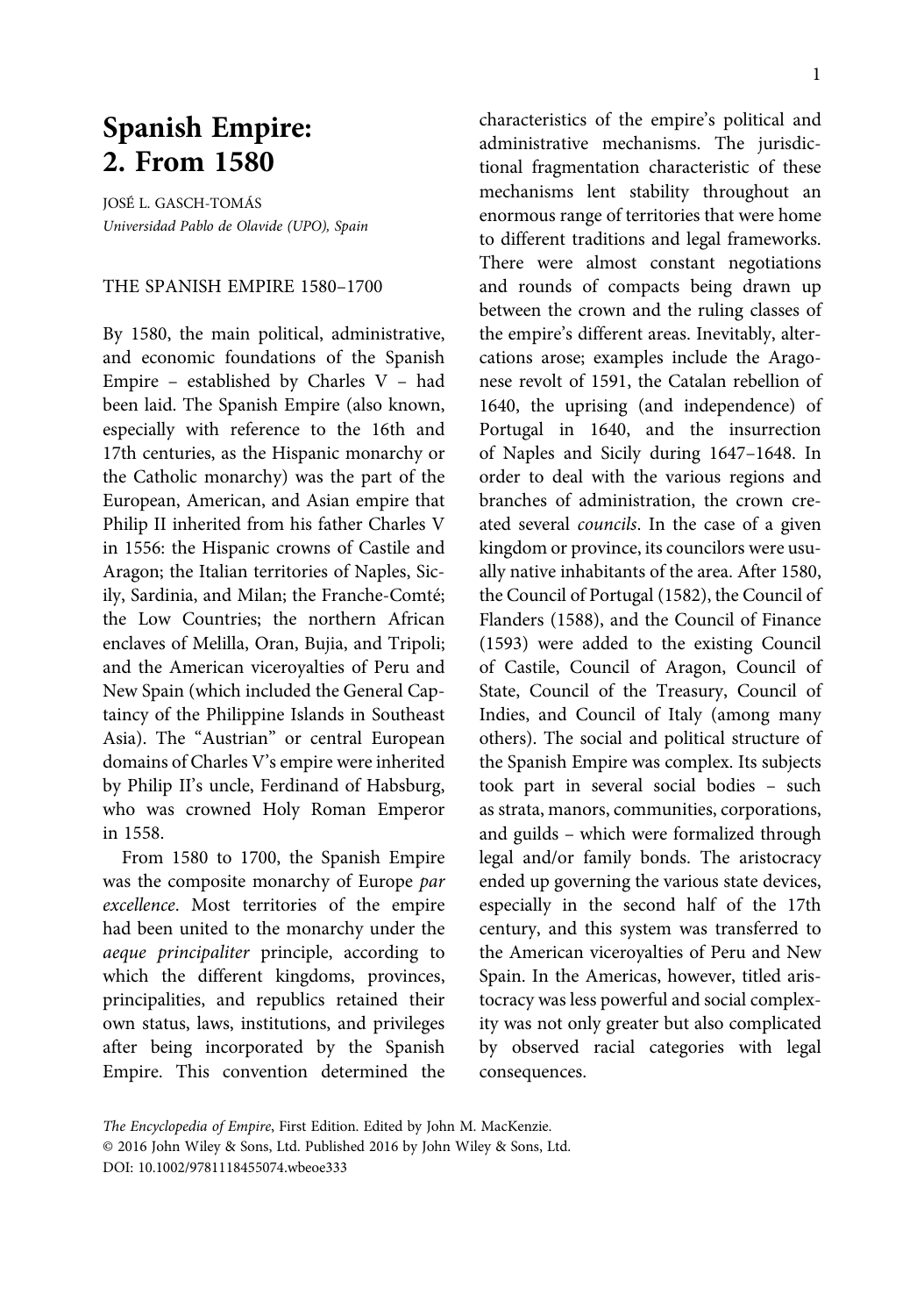# Spanish Empire: 2. From 1580

JOSÉ L. GASCH-TOMÁS
*Universidad Pablo de Olavide (UPO), Spain*

## THE SPANISH EMPIRE 1580–1700

By 1580, the main political, administrative, and economic foundations of the Spanish Empire – established by Charles V – had been laid. The Spanish Empire (also known, especially with reference to the 16th and 17th centuries, as the Hispanic monarchy or the Catholic monarchy) was the part of the European, American, and Asian empire that Philip II inherited from his father Charles V in 1556: the Hispanic crowns of Castile and Aragon; the Italian territories of Naples, Sicily, Sardinia, and Milan; the Franche-Comté; the Low Countries; the northern African enclaves of Melilla, Oran, Bujia, and Tripoli; and the American viceroyalties of Peru and New Spain (which included the General Captaincy of the Philippine Islands in Southeast Asia). The "Austrian" or central European domains of Charles V's empire were inherited by Philip II's uncle, Ferdinand of Habsburg, who was crowned Holy Roman Emperor in 1558.

From 1580 to 1700, the Spanish Empire was the composite monarchy of Europe *par excellence*. Most territories of the empire had been united to the monarchy under the *aeque principaliter* principle, according to which the different kingdoms, provinces, principalities, and republics retained their own status, laws, institutions, and privileges after being incorporated by the Spanish Empire. This convention determined the characteristics of the empire's political and administrative mechanisms. The jurisdictional fragmentation characteristic of these mechanisms lent stability throughout an enormous range of territories that were home to different traditions and legal frameworks. There were almost constant negotiations and rounds of compacts being drawn up between the crown and the ruling classes of the empire's different areas. Inevitably, altercations arose; examples include the Aragonese revolt of 1591, the Catalan rebellion of 1640, the uprising (and independence) of Portugal in 1640, and the insurrection of Naples and Sicily during 1647–1648. In order to deal with the various regions and branches of administration, the crown created several *councils*. In the case of a given kingdom or province, its councilors were usually native inhabitants of the area. After 1580, the Council of Portugal (1582), the Council of Flanders (1588), and the Council of Finance (1593) were added to the existing Council of Castile, Council of Aragon, Council of State, Council of the Treasury, Council of Indies, and Council of Italy (among many others). The social and political structure of the Spanish Empire was complex. Its subjects took part in several social bodies – such as strata, manors, communities, corporations, and guilds – which were formalized through legal and/or family bonds. The aristocracy ended up governing the various state devices, especially in the second half of the 17th century, and this system was transferred to the American viceroyalties of Peru and New Spain. In the Americas, however, titled aristocracy was less powerful and social complexity was not only greater but also complicated by observed racial categories with legal consequences.

*The Encyclopedia of Empire*, First Edition. Edited by John M. MacKenzie.
© 2016 John Wiley & Sons, Ltd. Published 2016 by John Wiley & Sons, Ltd.
DOI: 10.1002/9781118455074.wbeoe333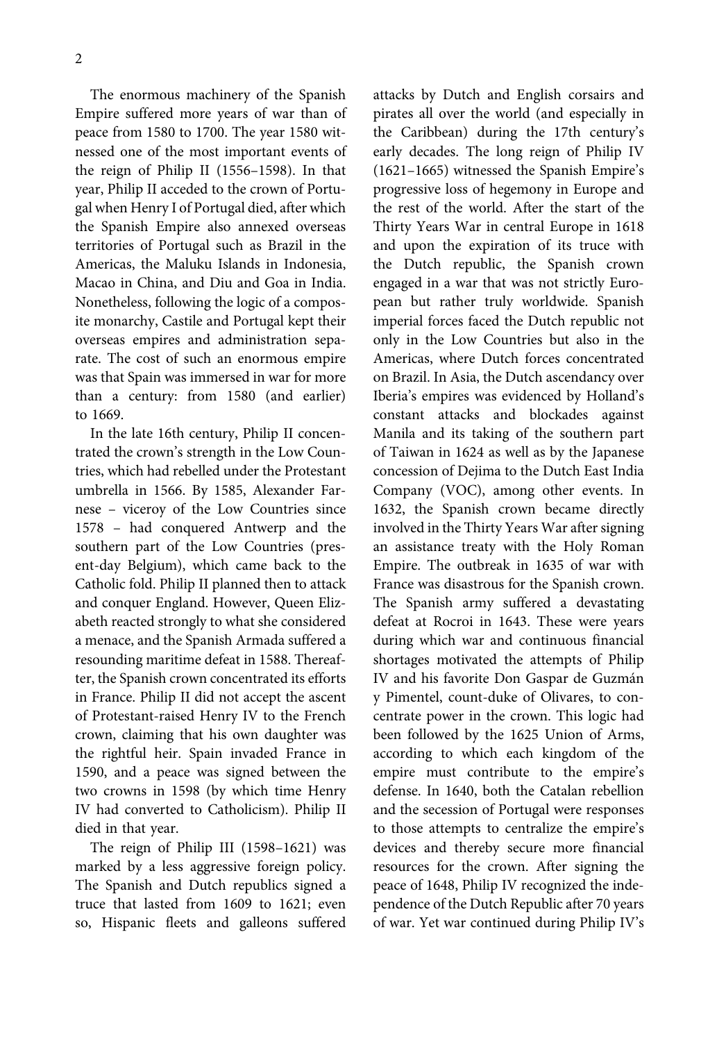The enormous machinery of the Spanish Empire suffered more years of war than of peace from 1580 to 1700. The year 1580 witnessed one of the most important events of the reign of Philip II (1556–1598). In that year, Philip II acceded to the crown of Portugal when Henry I of Portugal died, after which the Spanish Empire also annexed overseas territories of Portugal such as Brazil in the Americas, the Maluku Islands in Indonesia, Macao in China, and Diu and Goa in India. Nonetheless, following the logic of a composite monarchy, Castile and Portugal kept their overseas empires and administration separate. The cost of such an enormous empire was that Spain was immersed in war for more than a century: from 1580 (and earlier) to 1669.

In the late 16th century, Philip II concentrated the crown's strength in the Low Countries, which had rebelled under the Protestant umbrella in 1566. By 1585, Alexander Farnese – viceroy of the Low Countries since 1578 – had conquered Antwerp and the southern part of the Low Countries (present-day Belgium), which came back to the Catholic fold. Philip II planned then to attack and conquer England. However, Queen Elizabeth reacted strongly to what she considered a menace, and the Spanish Armada suffered a resounding maritime defeat in 1588. Thereafter, the Spanish crown concentrated its efforts in France. Philip II did not accept the ascent of Protestant-raised Henry IV to the French crown, claiming that his own daughter was the rightful heir. Spain invaded France in 1590, and a peace was signed between the two crowns in 1598 (by which time Henry IV had converted to Catholicism). Philip II died in that year.

The reign of Philip III (1598–1621) was marked by a less aggressive foreign policy. The Spanish and Dutch republics signed a truce that lasted from 1609 to 1621; even so, Hispanic fleets and galleons suffered attacks by Dutch and English corsairs and pirates all over the world (and especially in the Caribbean) during the 17th century's early decades. The long reign of Philip IV (1621–1665) witnessed the Spanish Empire's progressive loss of hegemony in Europe and the rest of the world. After the start of the Thirty Years War in central Europe in 1618 and upon the expiration of its truce with the Dutch republic, the Spanish crown engaged in a war that was not strictly European but rather truly worldwide. Spanish imperial forces faced the Dutch republic not only in the Low Countries but also in the Americas, where Dutch forces concentrated on Brazil. In Asia, the Dutch ascendancy over Iberia's empires was evidenced by Holland's constant attacks and blockades against Manila and its taking of the southern part of Taiwan in 1624 as well as by the Japanese concession of Dejima to the Dutch East India Company (VOC), among other events. In 1632, the Spanish crown became directly involved in the Thirty Years War after signing an assistance treaty with the Holy Roman Empire. The outbreak in 1635 of war with France was disastrous for the Spanish crown. The Spanish army suffered a devastating defeat at Rocroi in 1643. These were years during which war and continuous financial shortages motivated the attempts of Philip IV and his favorite Don Gaspar de Guzmán y Pimentel, count-duke of Olivares, to concentrate power in the crown. This logic had been followed by the 1625 Union of Arms, according to which each kingdom of the empire must contribute to the empire's defense. In 1640, both the Catalan rebellion and the secession of Portugal were responses to those attempts to centralize the empire's devices and thereby secure more financial resources for the crown. After signing the peace of 1648, Philip IV recognized the independence of the Dutch Republic after 70 years of war. Yet war continued during Philip IV's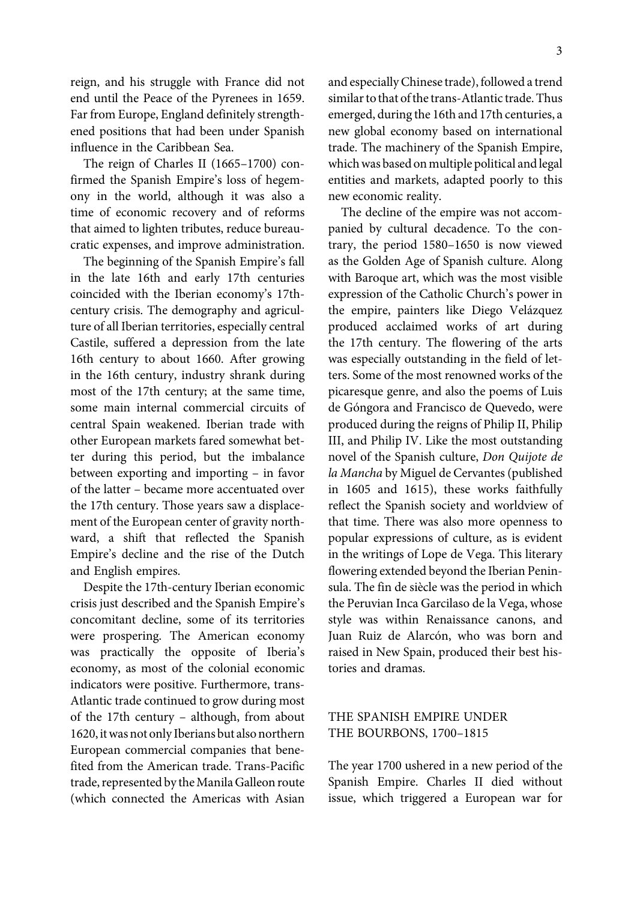reign, and his struggle with France did not end until the Peace of the Pyrenees in 1659. Far from Europe, England definitely strengthened positions that had been under Spanish influence in the Caribbean Sea.

The reign of Charles II (1665–1700) confirmed the Spanish Empire's loss of hegemony in the world, although it was also a time of economic recovery and of reforms that aimed to lighten tributes, reduce bureaucratic expenses, and improve administration.

The beginning of the Spanish Empire's fall in the late 16th and early 17th centuries coincided with the Iberian economy's 17th-century crisis. The demography and agriculture of all Iberian territories, especially central Castile, suffered a depression from the late 16th century to about 1660. After growing in the 16th century, industry shrank during most of the 17th century; at the same time, some main internal commercial circuits of central Spain weakened. Iberian trade with other European markets fared somewhat better during this period, but the imbalance between exporting and importing – in favor of the latter – became more accentuated over the 17th century. Those years saw a displacement of the European center of gravity northward, a shift that reflected the Spanish Empire's decline and the rise of the Dutch and English empires.

Despite the 17th-century Iberian economic crisis just described and the Spanish Empire's concomitant decline, some of its territories were prospering. The American economy was practically the opposite of Iberia's economy, as most of the colonial economic indicators were positive. Furthermore, trans-Atlantic trade continued to grow during most of the 17th century – although, from about 1620, it was not only Iberians but also northern European commercial companies that benefited from the American trade. Trans-Pacific trade, represented by the Manila Galleon route (which connected the Americas with Asian and especially Chinese trade), followed a trend similar to that of the trans-Atlantic trade. Thus emerged, during the 16th and 17th centuries, a new global economy based on international trade. The machinery of the Spanish Empire, which was based on multiple political and legal entities and markets, adapted poorly to this new economic reality.

The decline of the empire was not accompanied by cultural decadence. To the contrary, the period 1580–1650 is now viewed as the Golden Age of Spanish culture. Along with Baroque art, which was the most visible expression of the Catholic Church's power in the empire, painters like Diego Velázquez produced acclaimed works of art during the 17th century. The flowering of the arts was especially outstanding in the field of letters. Some of the most renowned works of the picaresque genre, and also the poems of Luis de Góngora and Francisco de Quevedo, were produced during the reigns of Philip II, Philip III, and Philip IV. Like the most outstanding novel of the Spanish culture, *Don Quijote de la Mancha* by Miguel de Cervantes (published in 1605 and 1615), these works faithfully reflect the Spanish society and worldview of that time. There was also more openness to popular expressions of culture, as is evident in the writings of Lope de Vega. This literary flowering extended beyond the Iberian Peninsula. The fin de siècle was the period in which the Peruvian Inca Garcilaso de la Vega, whose style was within Renaissance canons, and Juan Ruiz de Alarcón, who was born and raised in New Spain, produced their best histories and dramas.

## THE SPANISH EMPIRE UNDER THE BOURBONS, 1700–1815

The year 1700 ushered in a new period of the Spanish Empire. Charles II died without issue, which triggered a European war for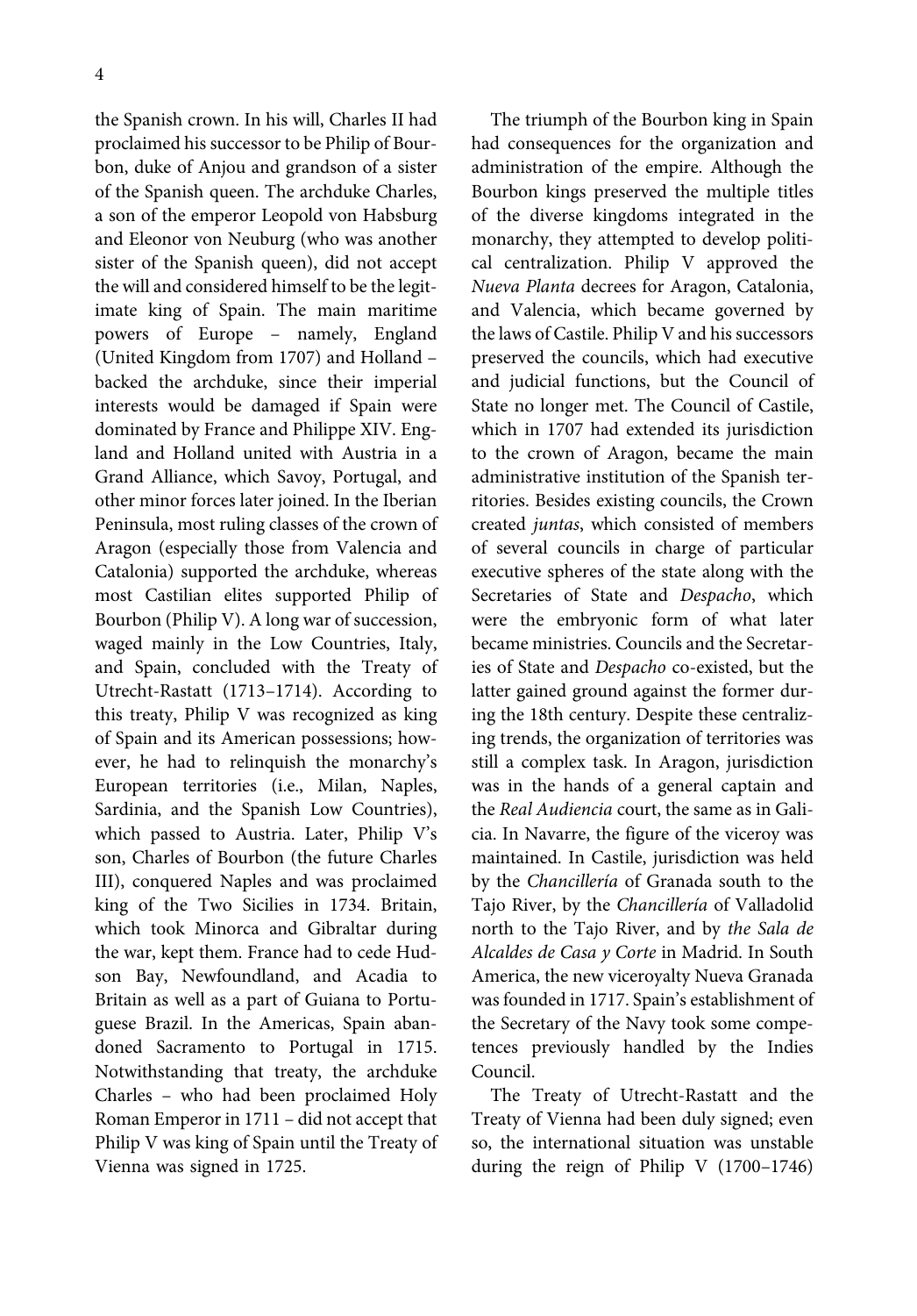the Spanish crown. In his will, Charles II had proclaimed his successor to be Philip of Bourbon, duke of Anjou and grandson of a sister of the Spanish queen. The archduke Charles, a son of the emperor Leopold von Habsburg and Eleonor von Neuburg (who was another sister of the Spanish queen), did not accept the will and considered himself to be the legitimate king of Spain. The main maritime powers of Europe – namely, England (United Kingdom from 1707) and Holland – backed the archduke, since their imperial interests would be damaged if Spain were dominated by France and Philippe XIV. England and Holland united with Austria in a Grand Alliance, which Savoy, Portugal, and other minor forces later joined. In the Iberian Peninsula, most ruling classes of the crown of Aragon (especially those from Valencia and Catalonia) supported the archduke, whereas most Castilian elites supported Philip of Bourbon (Philip V). A long war of succession, waged mainly in the Low Countries, Italy, and Spain, concluded with the Treaty of Utrecht-Rastatt (1713–1714). According to this treaty, Philip V was recognized as king of Spain and its American possessions; however, he had to relinquish the monarchy's European territories (i.e., Milan, Naples, Sardinia, and the Spanish Low Countries), which passed to Austria. Later, Philip V's son, Charles of Bourbon (the future Charles III), conquered Naples and was proclaimed king of the Two Sicilies in 1734. Britain, which took Minorca and Gibraltar during the war, kept them. France had to cede Hudson Bay, Newfoundland, and Acadia to Britain as well as a part of Guiana to Portuguese Brazil. In the Americas, Spain abandoned Sacramento to Portugal in 1715. Notwithstanding that treaty, the archduke Charles – who had been proclaimed Holy Roman Emperor in 1711 – did not accept that Philip V was king of Spain until the Treaty of Vienna was signed in 1725.

The triumph of the Bourbon king in Spain had consequences for the organization and administration of the empire. Although the Bourbon kings preserved the multiple titles of the diverse kingdoms integrated in the monarchy, they attempted to develop political centralization. Philip V approved the *Nueva Planta* decrees for Aragon, Catalonia, and Valencia, which became governed by the laws of Castile. Philip V and his successors preserved the councils, which had executive and judicial functions, but the Council of State no longer met. The Council of Castile, which in 1707 had extended its jurisdiction to the crown of Aragon, became the main administrative institution of the Spanish territories. Besides existing councils, the Crown created *juntas*, which consisted of members of several councils in charge of particular executive spheres of the state along with the Secretaries of State and *Despacho*, which were the embryonic form of what later became ministries. Councils and the Secretaries of State and *Despacho* co-existed, but the latter gained ground against the former during the 18th century. Despite these centralizing trends, the organization of territories was still a complex task. In Aragon, jurisdiction was in the hands of a general captain and the *Real Audiencia* court, the same as in Galicia. In Navarre, the figure of the viceroy was maintained. In Castile, jurisdiction was held by the *Chancillería* of Granada south to the Tajo River, by the *Chancillería* of Valladolid north to the Tajo River, and by *the Sala de Alcaldes de Casa y Corte* in Madrid. In South America, the new viceroyalty Nueva Granada was founded in 1717. Spain's establishment of the Secretary of the Navy took some competences previously handled by the Indies Council.

The Treaty of Utrecht-Rastatt and the Treaty of Vienna had been duly signed; even so, the international situation was unstable during the reign of Philip V (1700–1746)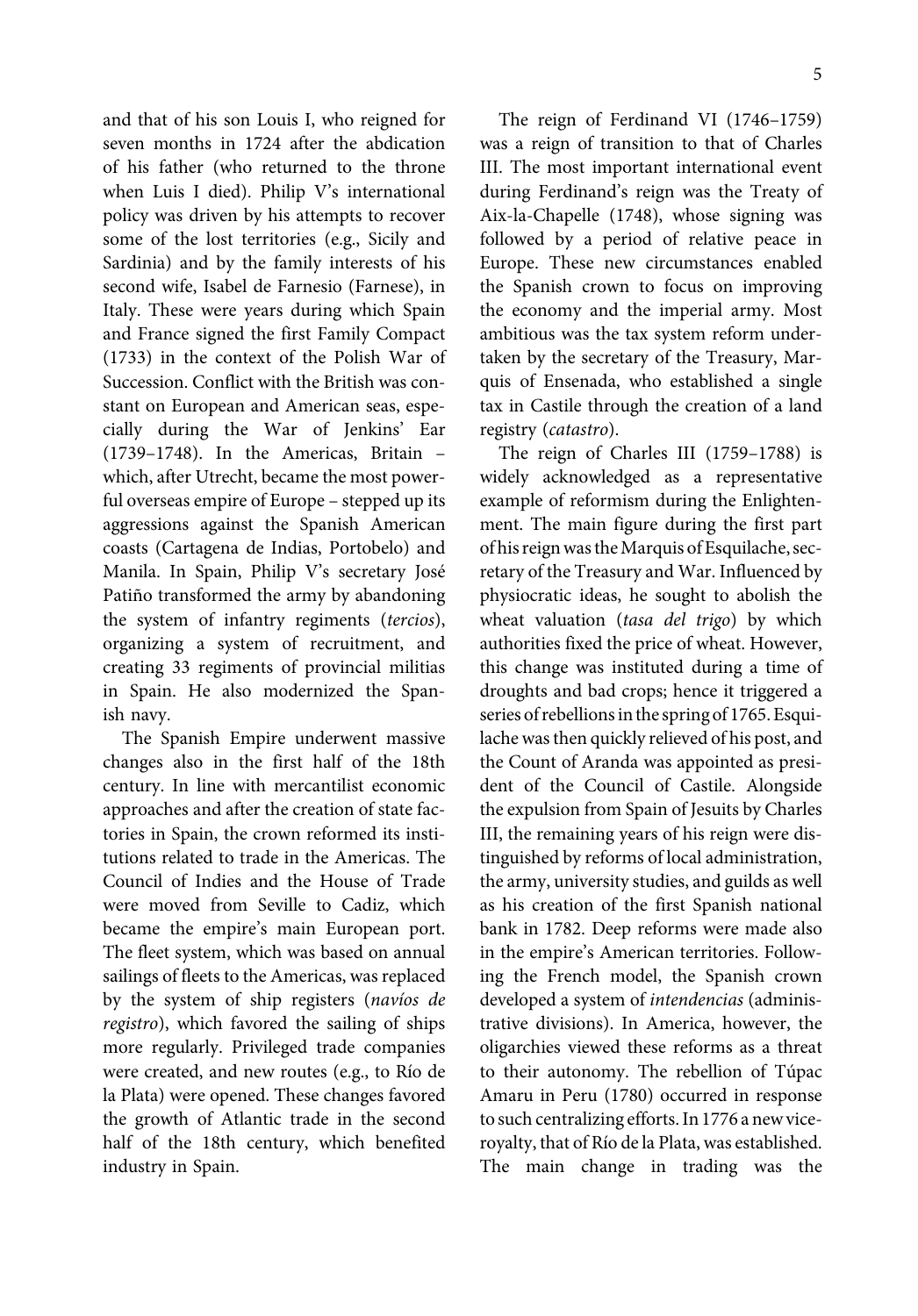and that of his son Louis I, who reigned for seven months in 1724 after the abdication of his father (who returned to the throne when Luis I died). Philip V's international policy was driven by his attempts to recover some of the lost territories (e.g., Sicily and Sardinia) and by the family interests of his second wife, Isabel de Farnesio (Farnese), in Italy. These were years during which Spain and France signed the first Family Compact (1733) in the context of the Polish War of Succession. Conflict with the British was constant on European and American seas, especially during the War of Jenkins' Ear (1739–1748). In the Americas, Britain – which, after Utrecht, became the most powerful overseas empire of Europe – stepped up its aggressions against the Spanish American coasts (Cartagena de Indias, Portobelo) and Manila. In Spain, Philip V's secretary José Patiño transformed the army by abandoning the system of infantry regiments (*tercios*), organizing a system of recruitment, and creating 33 regiments of provincial militias in Spain. He also modernized the Spanish navy.

The Spanish Empire underwent massive changes also in the first half of the 18th century. In line with mercantilist economic approaches and after the creation of state factories in Spain, the crown reformed its institutions related to trade in the Americas. The Council of Indies and the House of Trade were moved from Seville to Cadiz, which became the empire's main European port. The fleet system, which was based on annual sailings of fleets to the Americas, was replaced by the system of ship registers (*navíos de registro*), which favored the sailing of ships more regularly. Privileged trade companies were created, and new routes (e.g., to Río de la Plata) were opened. These changes favored the growth of Atlantic trade in the second half of the 18th century, which benefited industry in Spain.

The reign of Ferdinand VI (1746–1759) was a reign of transition to that of Charles III. The most important international event during Ferdinand's reign was the Treaty of Aix-la-Chapelle (1748), whose signing was followed by a period of relative peace in Europe. These new circumstances enabled the Spanish crown to focus on improving the economy and the imperial army. Most ambitious was the tax system reform undertaken by the secretary of the Treasury, Marquis of Ensenada, who established a single tax in Castile through the creation of a land registry (*catastro*).

The reign of Charles III (1759–1788) is widely acknowledged as a representative example of reformism during the Enlightenment. The main figure during the first part of his reign was the Marquis of Esquilache, secretary of the Treasury and War. Influenced by physiocratic ideas, he sought to abolish the wheat valuation (*tasa del trigo*) by which authorities fixed the price of wheat. However, this change was instituted during a time of droughts and bad crops; hence it triggered a series of rebellions in the spring of 1765. Esquilache was then quickly relieved of his post, and the Count of Aranda was appointed as president of the Council of Castile. Alongside the expulsion from Spain of Jesuits by Charles III, the remaining years of his reign were distinguished by reforms of local administration, the army, university studies, and guilds as well as his creation of the first Spanish national bank in 1782. Deep reforms were made also in the empire's American territories. Following the French model, the Spanish crown developed a system of *intendencias* (administrative divisions). In America, however, the oligarchies viewed these reforms as a threat to their autonomy. The rebellion of Túpac Amaru in Peru (1780) occurred in response to such centralizing efforts. In 1776 a new viceroyalty, that of Río de la Plata, was established. The main change in trading was the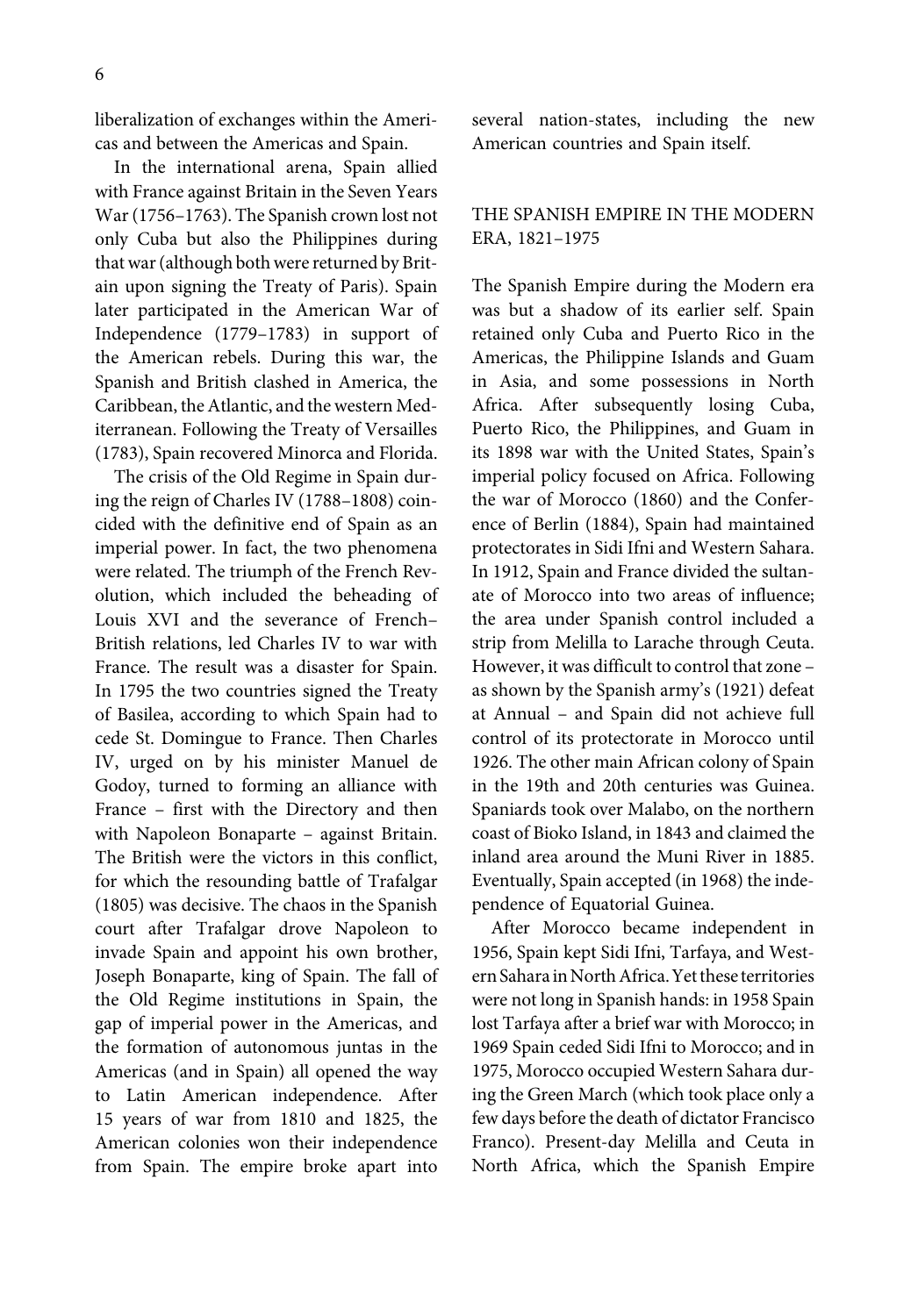liberalization of exchanges within the Americas and between the Americas and Spain.

In the international arena, Spain allied with France against Britain in the Seven Years War (1756–1763). The Spanish crown lost not only Cuba but also the Philippines during that war (although both were returned by Britain upon signing the Treaty of Paris). Spain later participated in the American War of Independence (1779–1783) in support of the American rebels. During this war, the Spanish and British clashed in America, the Caribbean, the Atlantic, and the western Mediterranean. Following the Treaty of Versailles (1783), Spain recovered Minorca and Florida.

The crisis of the Old Regime in Spain during the reign of Charles IV (1788–1808) coincided with the definitive end of Spain as an imperial power. In fact, the two phenomena were related. The triumph of the French Revolution, which included the beheading of Louis XVI and the severance of French–British relations, led Charles IV to war with France. The result was a disaster for Spain. In 1795 the two countries signed the Treaty of Basilea, according to which Spain had to cede St. Domingue to France. Then Charles IV, urged on by his minister Manuel de Godoy, turned to forming an alliance with France – first with the Directory and then with Napoleon Bonaparte – against Britain. The British were the victors in this conflict, for which the resounding battle of Trafalgar (1805) was decisive. The chaos in the Spanish court after Trafalgar drove Napoleon to invade Spain and appoint his own brother, Joseph Bonaparte, king of Spain. The fall of the Old Regime institutions in Spain, the gap of imperial power in the Americas, and the formation of autonomous juntas in the Americas (and in Spain) all opened the way to Latin American independence. After 15 years of war from 1810 and 1825, the American colonies won their independence from Spain. The empire broke apart into several nation-states, including the new American countries and Spain itself.

## THE SPANISH EMPIRE IN THE MODERN ERA, 1821–1975

The Spanish Empire during the Modern era was but a shadow of its earlier self. Spain retained only Cuba and Puerto Rico in the Americas, the Philippine Islands and Guam in Asia, and some possessions in North Africa. After subsequently losing Cuba, Puerto Rico, the Philippines, and Guam in its 1898 war with the United States, Spain's imperial policy focused on Africa. Following the war of Morocco (1860) and the Conference of Berlin (1884), Spain had maintained protectorates in Sidi Ifni and Western Sahara. In 1912, Spain and France divided the sultanate of Morocco into two areas of influence; the area under Spanish control included a strip from Melilla to Larache through Ceuta. However, it was difficult to control that zone – as shown by the Spanish army's (1921) defeat at Annual – and Spain did not achieve full control of its protectorate in Morocco until 1926. The other main African colony of Spain in the 19th and 20th centuries was Guinea. Spaniards took over Malabo, on the northern coast of Bioko Island, in 1843 and claimed the inland area around the Muni River in 1885. Eventually, Spain accepted (in 1968) the independence of Equatorial Guinea.

After Morocco became independent in 1956, Spain kept Sidi Ifni, Tarfaya, and Western Sahara in North Africa. Yet these territories were not long in Spanish hands: in 1958 Spain lost Tarfaya after a brief war with Morocco; in 1969 Spain ceded Sidi Ifni to Morocco; and in 1975, Morocco occupied Western Sahara during the Green March (which took place only a few days before the death of dictator Francisco Franco). Present-day Melilla and Ceuta in North Africa, which the Spanish Empire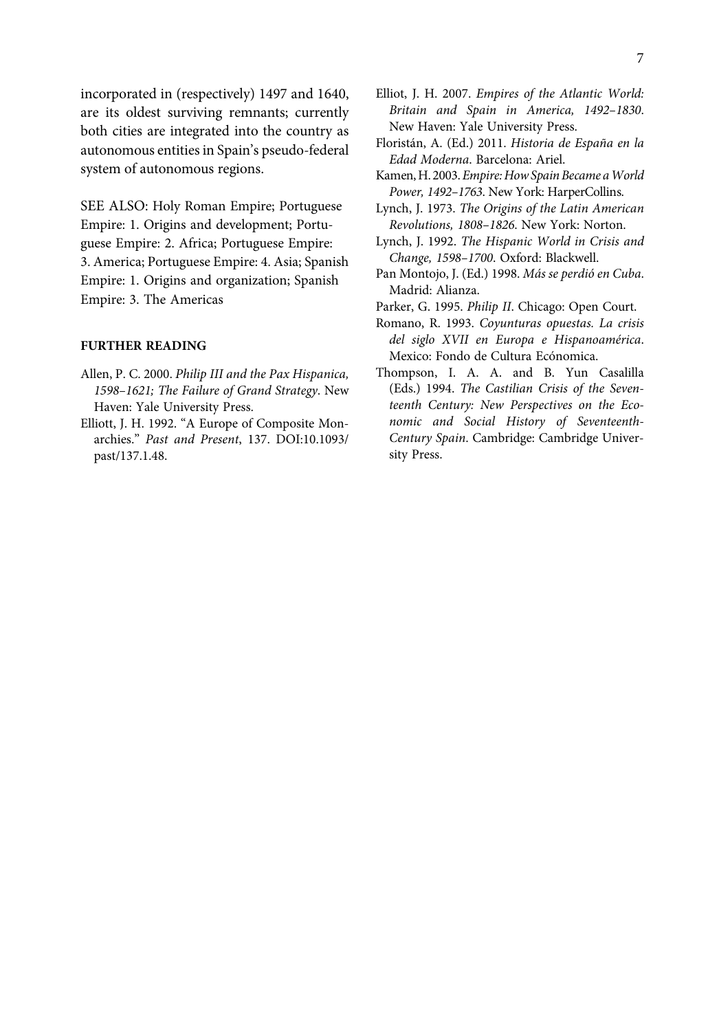incorporated in (respectively) 1497 and 1640, are its oldest surviving remnants; currently both cities are integrated into the country as autonomous entities in Spain's pseudo-federal system of autonomous regions.

SEE ALSO: Holy Roman Empire; Portuguese Empire: 1. Origins and development; Portuguese Empire: 2. Africa; Portuguese Empire: 3. America; Portuguese Empire: 4. Asia; Spanish Empire: 1. Origins and organization; Spanish Empire: 3. The Americas

## FURTHER READING

Allen, P. C. 2000. *Philip III and the Pax Hispanica, 1598–1621; The Failure of Grand Strategy*. New Haven: Yale University Press.

Elliott, J. H. 1992. "A Europe of Composite Monarchies." *Past and Present*, 137. DOI:10.1093/past/137.1.48.

Elliot, J. H. 2007. *Empires of the Atlantic World: Britain and Spain in America, 1492–1830*. New Haven: Yale University Press.

Floristán, A. (Ed.) 2011. *Historia de España en la Edad Moderna*. Barcelona: Ariel.

Kamen, H. 2003. *Empire: How Spain Became a World Power, 1492–1763*. New York: HarperCollins.

Lynch, J. 1973. *The Origins of the Latin American Revolutions, 1808–1826*. New York: Norton.

Lynch, J. 1992. *The Hispanic World in Crisis and Change, 1598–1700*. Oxford: Blackwell.

Pan Montojo, J. (Ed.) 1998. *Más se perdió en Cuba*. Madrid: Alianza.

Parker, G. 1995. *Philip II*. Chicago: Open Court.

Romano, R. 1993. *Coyunturas opuestas. La crisis del siglo XVII en Europa e Hispanoamérica*. Mexico: Fondo de Cultura Ecónomica.

Thompson, I. A. A. and B. Yun Casalilla (Eds.) 1994. *The Castilian Crisis of the Seventeenth Century: New Perspectives on the Economic and Social History of Seventeenth-Century Spain*. Cambridge: Cambridge University Press.